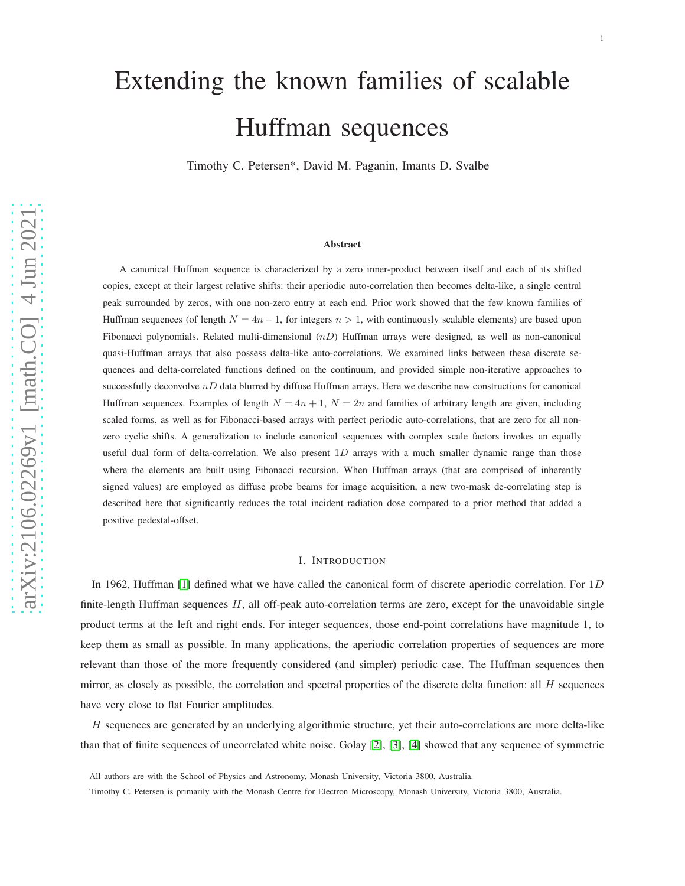# Extending the known families of scalable Huffman sequences

Timothy C. Petersen*, David M. Paganin, Imants D. Svalbe

### Abstract

A canonical Huffman sequence is characterized by a zero inner-product between itself and each of its shifted copies, except at their largest relative shifts: their aperiodic auto-correlation then becomes delta-like, a single central peak surrounded by zeros, with one non-zero entry at each end. Prior work showed that the few known families of Huffman sequences (of length $N = 4n - 1$, for integers $n > 1$, with continuously scalable elements) are based upon Fibonacci polynomials. Related multi-dimensional ($nD$) Huffman arrays were designed, as well as non-canonical quasi-Huffman arrays that also possess delta-like auto-correlations. We examined links between these discrete sequences and delta-correlated functions defined on the continuum, and provided simple non-iterative approaches to successfully deconvolve $nD$ data blurred by diffuse Huffman arrays. Here we describe new constructions for canonical Huffman sequences. Examples of length $N = 4n + 1$, $N = 2n$ and families of arbitrary length are given, including scaled forms, as well as for Fibonacci-based arrays with perfect periodic auto-correlations, that are zero for all non-zero cyclic shifts. A generalization to include canonical sequences with complex scale factors invokes an equally useful dual form of delta-correlation. We also present $1D$ arrays with a much smaller dynamic range than those where the elements are built using Fibonacci recursion. When Huffman arrays (that are comprised of inherently signed values) are employed as diffuse probe beams for image acquisition, a new two-mask de-correlating step is described here that significantly reduces the total incident radiation dose compared to a prior method that added a positive pedestal-offset.

## I. Introduction

In 1962, Huffman [1] defined what we have called the canonical form of discrete aperiodic correlation. For $1D$ finite-length Huffman sequences $H$, all off-peak auto-correlation terms are zero, except for the unavoidable single product terms at the left and right ends. For integer sequences, those end-point correlations have magnitude 1, to keep them as small as possible. In many applications, the aperiodic correlation properties of sequences are more relevant than those of the more frequently considered (and simpler) periodic case. The Huffman sequences then mirror, as closely as possible, the correlation and spectral properties of the discrete delta function: all $H$ sequences have very close to flat Fourier amplitudes.

$H$ sequences are generated by an underlying algorithmic structure, yet their auto-correlations are more delta-like than that of finite sequences of uncorrelated white noise. Golay [2], [3], [4] showed that any sequence of symmetric

All authors are with the School of Physics and Astronomy, Monash University, Victoria 3800, Australia.

Timothy C. Petersen is primarily with the Monash Centre for Electron Microscopy, Monash University, Victoria 3800, Australia.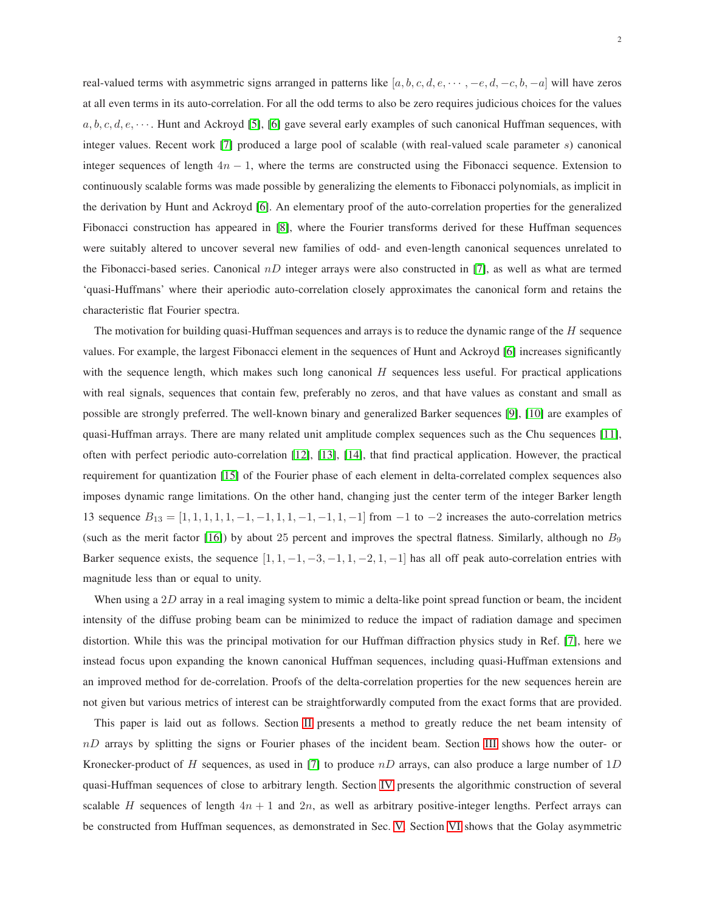real-valued terms with asymmetric signs arranged in patterns like $[a, b, c, d, e, \cdots, -e, d, -c, b, -a]$ will have zeros at all even terms in its auto-correlation. For all the odd terms to also be zero requires judicious choices for the values $a, b, c, d, e, \cdots$. Hunt and Ackroyd [5], [6] gave several early examples of such canonical Huffman sequences, with integer values. Recent work [7] produced a large pool of scalable (with real-valued scale parameter $s$) canonical integer sequences of length $4n-1$, where the terms are constructed using the Fibonacci sequence. Extension to continuously scalable forms was made possible by generalizing the elements to Fibonacci polynomials, as implicit in the derivation by Hunt and Ackroyd [6]. An elementary proof of the auto-correlation properties for the generalized Fibonacci construction has appeared in [8], where the Fourier transforms derived for these Huffman sequences were suitably altered to uncover several new families of odd- and even-length canonical sequences unrelated to the Fibonacci-based series. Canonical $nD$ integer arrays were also constructed in [7], as well as what are termed 'quasi-Huffmans' where their aperiodic auto-correlation closely approximates the canonical form and retains the characteristic flat Fourier spectra.

The motivation for building quasi-Huffman sequences and arrays is to reduce the dynamic range of the $H$ sequence values. For example, the largest Fibonacci element in the sequences of Hunt and Ackroyd [6] increases significantly with the sequence length, which makes such long canonical $H$ sequences less useful. For practical applications with real signals, sequences that contain few, preferably no zeros, and that have values as constant and small as possible are strongly preferred. The well-known binary and generalized Barker sequences [9], [10] are examples of quasi-Huffman arrays. There are many related unit amplitude complex sequences such as the Chu sequences [11], often with perfect periodic auto-correlation [12], [13], [14], that find practical application. However, the practical requirement for quantization [15] of the Fourier phase of each element in delta-correlated complex sequences also imposes dynamic range limitations. On the other hand, changing just the center term of the integer Barker length 13 sequence $B_{13} = [1, 1, 1, 1, 1, -1, -1, 1, 1, -1, -1, 1, -1]$ from $-1$ to $-2$ increases the auto-correlation metrics (such as the merit factor [16]) by about 25 percent and improves the spectral flatness. Similarly, although no $B_9$ Barker sequence exists, the sequence $[1, 1, -1, -3, -1, 1, -2, 1, -1]$ has all off peak auto-correlation entries with magnitude less than or equal to unity.

When using a $2D$ array in a real imaging system to mimic a delta-like point spread function or beam, the incident intensity of the diffuse probing beam can be minimized to reduce the impact of radiation damage and specimen distortion. While this was the principal motivation for our Huffman diffraction physics study in Ref. [7], here we instead focus upon expanding the known canonical Huffman sequences, including quasi-Huffman extensions and an improved method for de-correlation. Proofs of the delta-correlation properties for the new sequences herein are not given but various metrics of interest can be straightforwardly computed from the exact forms that are provided.

This paper is laid out as follows. Section II presents a method to greatly reduce the net beam intensity of $nD$ arrays by splitting the signs or Fourier phases of the incident beam. Section III shows how the outer- or Kronecker-product of $H$ sequences, as used in [7] to produce $nD$ arrays, can also produce a large number of $1D$ quasi-Huffman sequences of close to arbitrary length. Section IV presents the algorithmic construction of several scalable $H$ sequences of length $4n+1$ and $2n$, as well as arbitrary positive-integer lengths. Perfect arrays can be constructed from Huffman sequences, as demonstrated in Sec. V. Section VI shows that the Golay asymmetric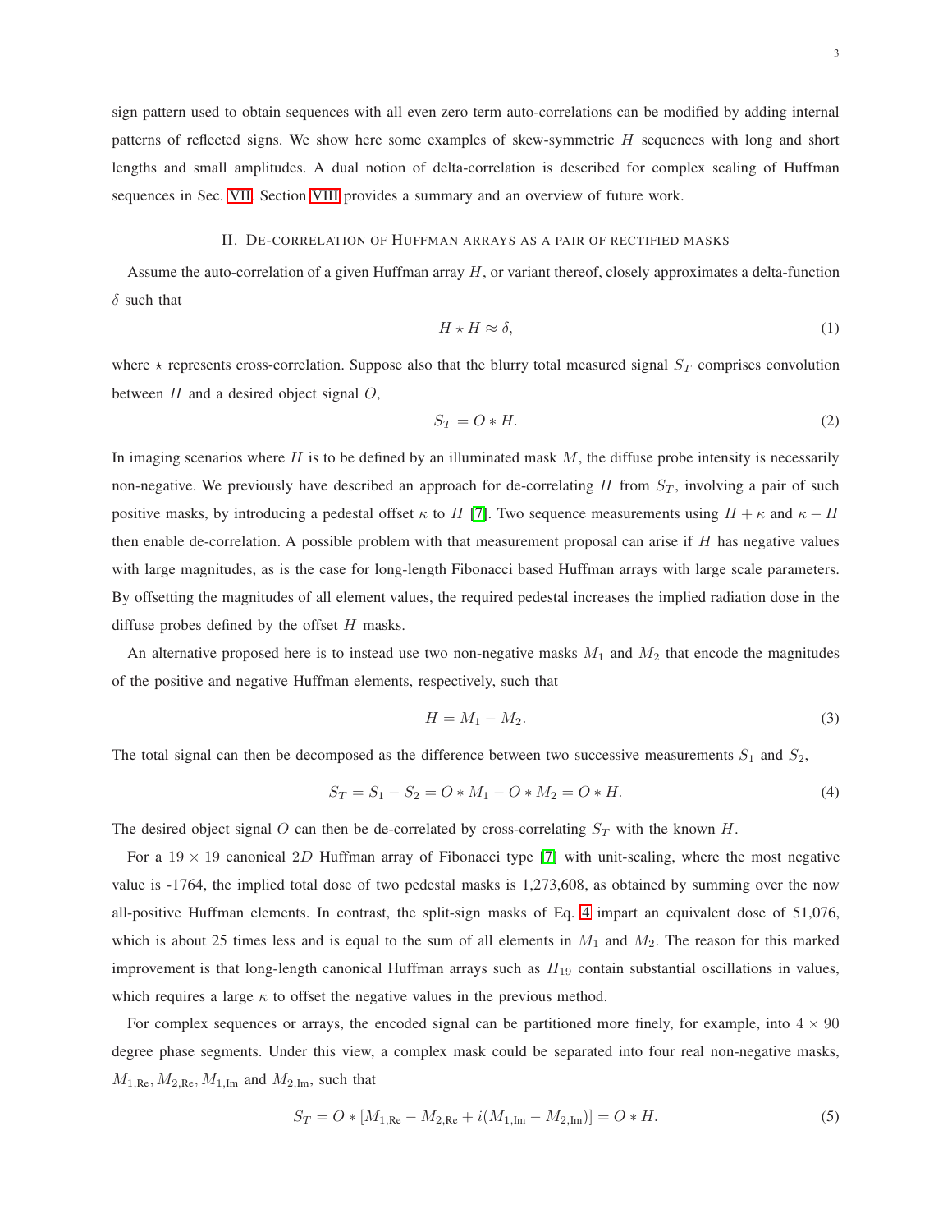sign pattern used to obtain sequences with all even zero term auto-correlations can be modified by adding internal patterns of reflected signs. We show here some examples of skew-symmetric $H$ sequences with long and short lengths and small amplitudes. A dual notion of delta-correlation is described for complex scaling of Huffman sequences in Sec. VII. Section VIII provides a summary and an overview of future work.

## II. De-correlation of Huffman arrays as a pair of rectified masks

Assume the auto-correlation of a given Huffman array $H$, or variant thereof, closely approximates a delta-function $\delta$ such that

$$H \star H \approx \delta, \tag{1}$$

where $\star$ represents cross-correlation. Suppose also that the blurry total measured signal $S_T$ comprises convolution between $H$ and a desired object signal $O$,

$$S_T = O * H. \tag{2}$$

In imaging scenarios where $H$ is to be defined by an illuminated mask $M$, the diffuse probe intensity is necessarily non-negative. We previously have described an approach for de-correlating $H$ from $S_T$, involving a pair of such positive masks, by introducing a pedestal offset $\kappa$ to $H$ [7]. Two sequence measurements using $H + \kappa$ and $\kappa - H$ then enable de-correlation. A possible problem with that measurement proposal can arise if $H$ has negative values with large magnitudes, as is the case for long-length Fibonacci based Huffman arrays with large scale parameters. By offsetting the magnitudes of all element values, the required pedestal increases the implied radiation dose in the diffuse probes defined by the offset $H$ masks.

An alternative proposed here is to instead use two non-negative masks $M_1$ and $M_2$ that encode the magnitudes of the positive and negative Huffman elements, respectively, such that

$$H = M_1 - M_2. \tag{3}$$

The total signal can then be decomposed as the difference between two successive measurements $S_1$ and $S_2$,

$$S_T = S_1 - S_2 = O * M_1 - O * M_2 = O * H. \tag{4}$$

The desired object signal $O$ can then be de-correlated by cross-correlating $S_T$ with the known $H$.

For a $19 \times 19$ canonical $2D$ Huffman array of Fibonacci type [7] with unit-scaling, where the most negative value is -1764, the implied total dose of two pedestal masks is 1,273,608, as obtained by summing over the now all-positive Huffman elements. In contrast, the split-sign masks of Eq. 4 impart an equivalent dose of 51,076, which is about 25 times less and is equal to the sum of all elements in $M_1$ and $M_2$. The reason for this marked improvement is that long-length canonical Huffman arrays such as $H_{19}$ contain substantial oscillations in values, which requires a large $\kappa$ to offset the negative values in the previous method.

For complex sequences or arrays, the encoded signal can be partitioned more finely, for example, into $4 \times 90$ degree phase segments. Under this view, a complex mask could be separated into four real non-negative masks, $M_{1,\text{Re}}$, $M_{2,\text{Re}}$, $M_{1,\text{Im}}$ and $M_{2,\text{Im}}$, such that

$$S_T = O * [M_{1,\text{Re}} - M_{2,\text{Re}} + i(M_{1,\text{Im}} - M_{2,\text{Im}})] = O * H. \tag{5}$$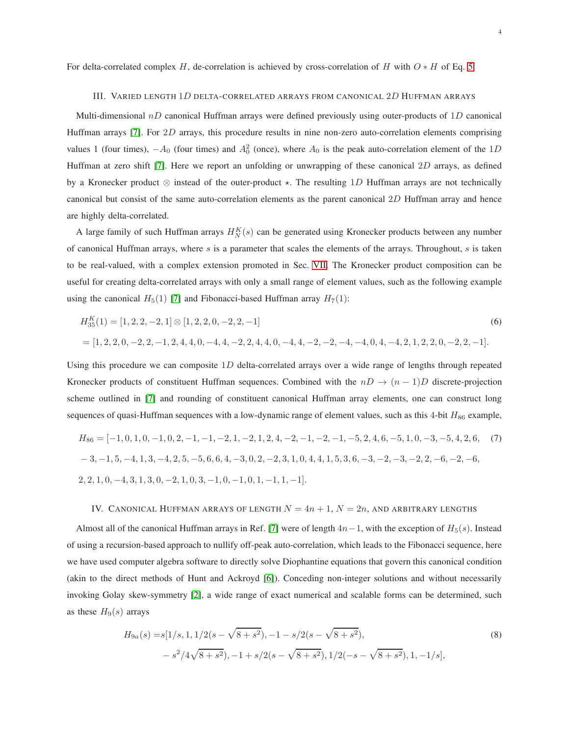For delta-correlated complex $H$, de-correlation is achieved by cross-correlation of $H$ with $O * H$ of Eq. 5.

## III. Varied length $1D$ delta-correlated arrays from canonical $2D$ Huffman arrays

Multi-dimensional $nD$ canonical Huffman arrays were defined previously using outer-products of $1D$ canonical Huffman arrays [7]. For $2D$ arrays, this procedure results in nine non-zero auto-correlation elements comprising values 1 (four times), $-A_0$ (four times) and $A_0^2$ (once), where $A_0$ is the peak auto-correlation element of the $1D$ Huffman at zero shift [7]. Here we report an unfolding or unwrapping of these canonical $2D$ arrays, as defined by a Kronecker product $\otimes$ instead of the outer-product $\star$. The resulting $1D$ Huffman arrays are not technically canonical but consist of the same auto-correlation elements as the parent canonical $2D$ Huffman array and hence are highly delta-correlated.

A large family of such Huffman arrays $H_N^K(s)$ can be generated using Kronecker products between any number of canonical Huffman arrays, where $s$ is a parameter that scales the elements of the arrays. Throughout, $s$ is taken to be real-valued, with a complex extension promoted in Sec. VII. The Kronecker product composition can be useful for creating delta-correlated arrays with only a small range of element values, such as the following example using the canonical $H_5(1)$ [7] and Fibonacci-based Huffman array $H_7(1)$:

$$
\begin{aligned}
H_{35}^K(1) &= [1,2,2,-2,1] \otimes [1,2,2,0,-2,2,-1] \\
&= [1,2,2,0,-2,2,-1,2,4,4,0,-4,4,-2,2,4,4,0,-4,4,-2,-2,-4,-4,0,4,-4,2,1,2,2,0,-2,2,-1].
\end{aligned} \tag{6}
$$

Using this procedure we can composite $1D$ delta-correlated arrays over a wide range of lengths through repeated Kronecker products of constituent Huffman sequences. Combined with the $nD \rightarrow (n-1)D$ discrete-projection scheme outlined in [7] and rounding of constituent canonical Huffman array elements, one can construct long sequences of quasi-Huffman sequences with a low-dynamic range of element values, such as this 4-bit $H_{86}$ example,

$$
\begin{aligned}
H_{86} = [&-1,0,1,0,-1,0,2,-1,-1,-2,1,-2,1,2,4,-2,-1,-2,-1,-5,2,4,6,-5,1,0,-3,-5,4,2,6, \\
&-3,-1,5,-4,1,3,-4,2,5,-5,6,6,4,-3,0,2,-2,3,1,0,4,4,1,5,3,6,-3,-2,-3,-2,2,-6,-2,-6, \\
&2,2,1,0,-4,3,1,3,0,-2,1,0,3,-1,0,-1,0,1,-1,1,-1].
\end{aligned} \tag{7}
$$

## IV. Canonical Huffman arrays of length $N = 4n + 1$, $N = 2n$, and arbitrary lengths

Almost all of the canonical Huffman arrays in Ref. [7] were of length $4n-1$, with the exception of $H_5(s)$. Instead of using a recursion-based approach to nullify off-peak auto-correlation, which leads to the Fibonacci sequence, here we have used computer algebra software to directly solve Diophantine equations that govern this canonical condition (akin to the direct methods of Hunt and Ackroyd [6]). Conceding non-integer solutions and without necessarily invoking Golay skew-symmetry [2], a wide range of exact numerical and scalable forms can be determined, such as these $H_9(s)$ arrays

$$
\begin{aligned}
H_{9a}(s) = s[&1/s, 1, 1/2(s-\sqrt{8+s^2}), -1-s/2(s-\sqrt{8+s^2}), \\
&-s^2/4\sqrt{8+s^2}), -1+s/2(s-\sqrt{8+s^2}), 1/2(-s-\sqrt{8+s^2}), 1, -1/s],
\end{aligned} \tag{8}
$$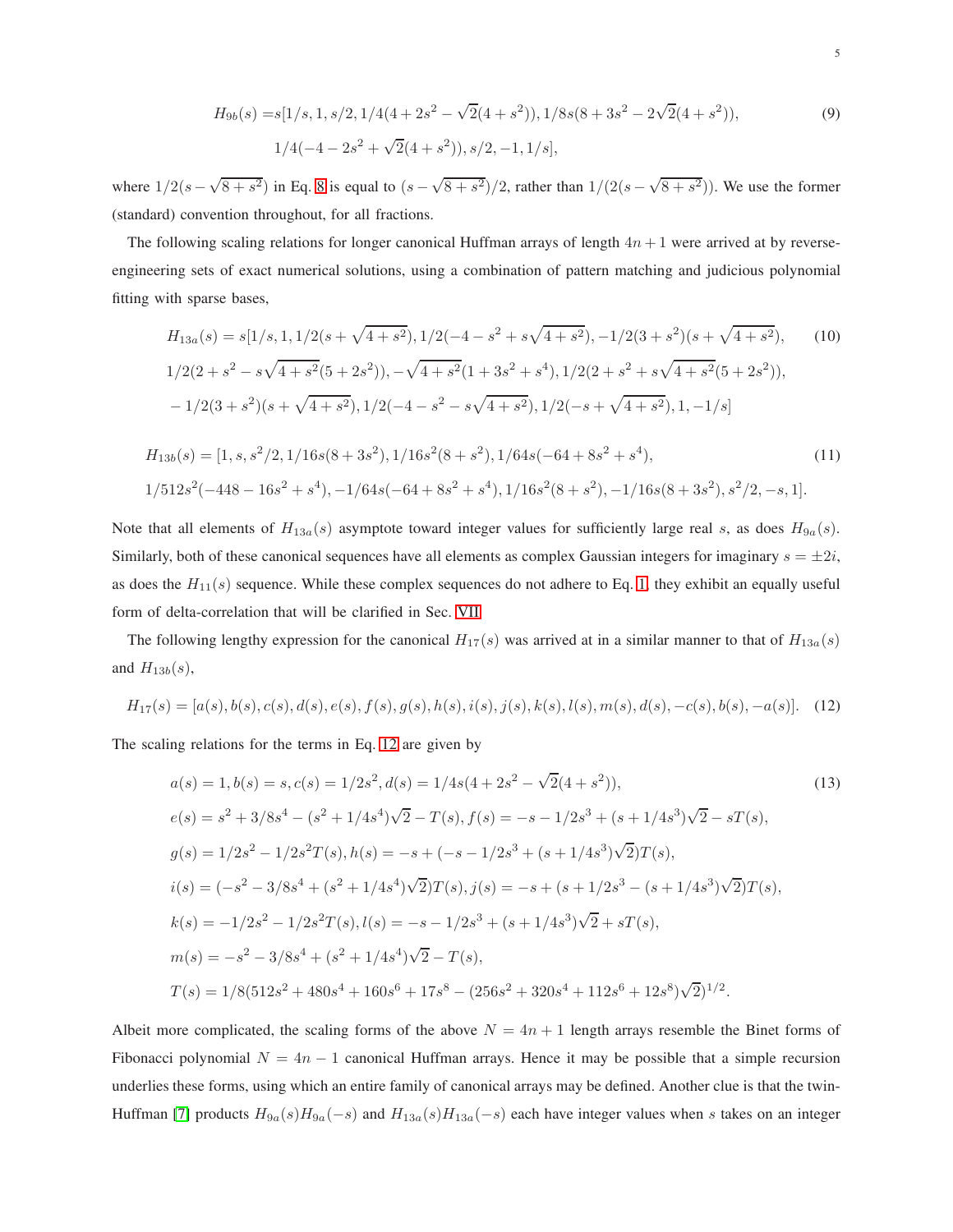$$
\begin{aligned}
H_{9b}(s) =& s[1/s, 1, s/2, 1/4(4+2s^2-\sqrt{2}(4+s^2)), 1/8s(8+3s^2-2\sqrt{2}(4+s^2)), \\
& 1/4(-4-2s^2+\sqrt{2}(4+s^2)), s/2, -1, 1/s],
\end{aligned} \tag{9}
$$

where $1/2(s-\sqrt{8+s^2})$ in Eq. 8 is equal to $(s-\sqrt{8+s^2})/2$, rather than $1/(2(s-\sqrt{8+s^2}))$. We use the former (standard) convention throughout, for all fractions.

The following scaling relations for longer canonical Huffman arrays of length $4n+1$ were arrived at by reverse-engineering sets of exact numerical solutions, using a combination of pattern matching and judicious polynomial fitting with sparse bases,

$$
\begin{aligned}
H_{13a}(s) =& s[1/s, 1, 1/2(s+\sqrt{4+s^2}), 1/2(-4-s^2+s\sqrt{4+s^2}), -1/2(3+s^2)(s+\sqrt{4+s^2}), \\
& 1/2(2+s^2-s\sqrt{4+s^2}(5+2s^2)), -\sqrt{4+s^2}(1+3s^2+s^4), 1/2(2+s^2+s\sqrt{4+s^2}(5+2s^2)), \\
& -1/2(3+s^2)(s+\sqrt{4+s^2}), 1/2(-4-s^2-s\sqrt{4+s^2}), 1/2(-s+\sqrt{4+s^2}), 1, -1/s]
\end{aligned} \tag{10}
$$

$$
\begin{aligned}
H_{13b}(s) =& [1, s, s^2/2, 1/16s(8+3s^2), 1/16s^2(8+s^2), 1/64s(-64+8s^2+s^4), \\
& 1/512s^2(-448-16s^2+s^4), -1/64s(-64+8s^2+s^4), 1/16s^2(8+s^2), -1/16s(8+3s^2), s^2/2, -s, 1].
\end{aligned} \tag{11}
$$

Note that all elements of $H_{13a}(s)$ asymptote toward integer values for sufficiently large real $s$, as does $H_{9a}(s)$. Similarly, both of these canonical sequences have all elements as complex Gaussian integers for imaginary $s = \pm 2i$, as does the $H_{11}(s)$ sequence. While these complex sequences do not adhere to Eq. 1, they exhibit an equally useful form of delta-correlation that will be clarified in Sec. VII.

The following lengthy expression for the canonical $H_{17}(s)$ was arrived at in a similar manner to that of $H_{13a}(s)$ and $H_{13b}(s)$,

$$
H_{17}(s) = [a(s), b(s), c(s), d(s), e(s), f(s), g(s), h(s), i(s), j(s), k(s), l(s), m(s), d(s), -c(s), b(s), -a(s)]. \tag{12}
$$

The scaling relations for the terms in Eq. 12 are given by

$$
\begin{aligned}
& a(s) = 1, b(s) = s, c(s) = 1/2s^2, d(s) = 1/4s(4+2s^2-\sqrt{2}(4+s^2)), \\
& e(s) = s^2 + 3/8s^4 - (s^2 + 1/4s^4)\sqrt{2} - T(s), f(s) = -s - 1/2s^3 + (s + 1/4s^3)\sqrt{2} - sT(s), \\
& g(s) = 1/2s^2 - 1/2s^2T(s), h(s) = -s + (-s - 1/2s^3 + (s + 1/4s^3)\sqrt{2})T(s), \\
& i(s) = (-s^2 - 3/8s^4 + (s^2 + 1/4s^4)\sqrt{2})T(s), j(s) = -s + (s + 1/2s^3 - (s + 1/4s^3)\sqrt{2})T(s), \\
& k(s) = -1/2s^2 - 1/2s^2T(s), l(s) = -s - 1/2s^3 + (s + 1/4s^3)\sqrt{2} + sT(s), \\
& m(s) = -s^2 - 3/8s^4 + (s^2 + 1/4s^4)\sqrt{2} - T(s), \\
& T(s) = 1/8(512s^2 + 480s^4 + 160s^6 + 17s^8 - (256s^2 + 320s^4 + 112s^6 + 12s^8)\sqrt{2})^{1/2}.
\end{aligned} \tag{13}
$$

Albeit more complicated, the scaling forms of the above $N = 4n+1$ length arrays resemble the Binet forms of Fibonacci polynomial $N = 4n-1$ canonical Huffman arrays. Hence it may be possible that a simple recursion underlies these forms, using which an entire family of canonical arrays may be defined. Another clue is that the twin-Huffman [7] products $H_{9a}(s)H_{9a}(-s)$ and $H_{13a}(s)H_{13a}(-s)$ each have integer values when $s$ takes on an integer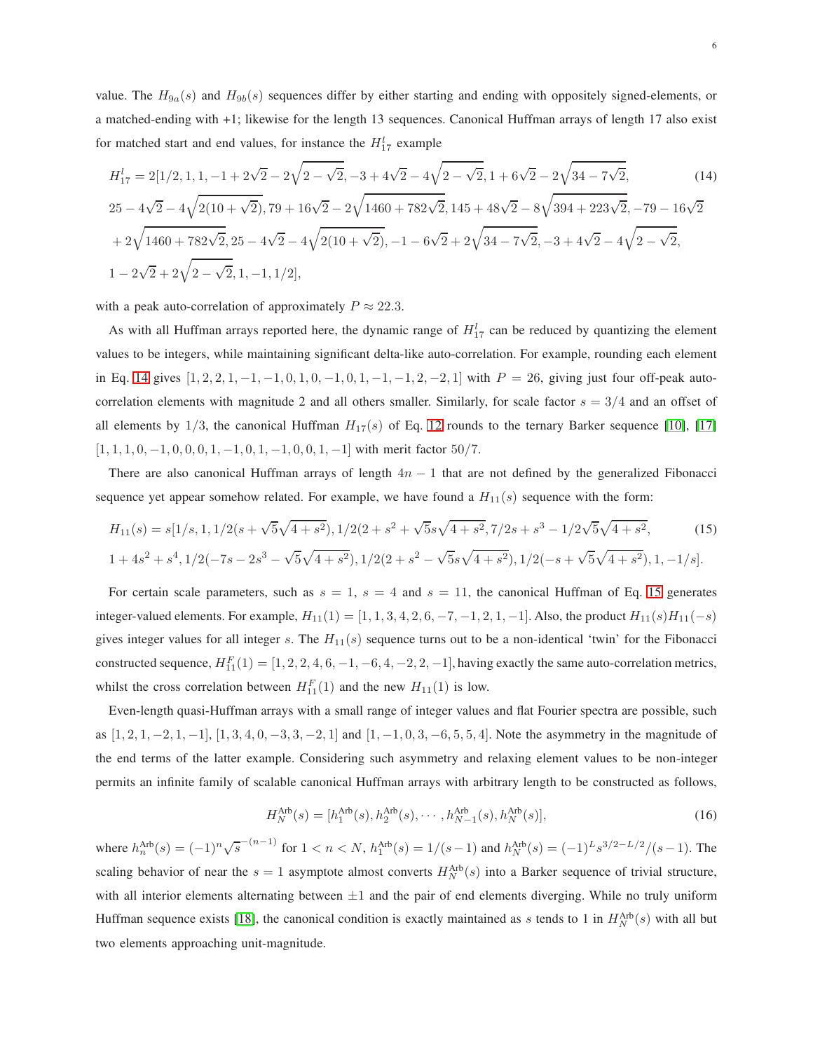value. The $H_{9a}(s)$ and $H_{9b}(s)$ sequences differ by either starting and ending with oppositely signed-elements, or a matched-ending with +1; likewise for the length 13 sequences. Canonical Huffman arrays of length 17 also exist for matched start and end values, for instance the $H^{l}_{17}$ example

$$
\begin{aligned}
H^{l}_{17} = 2[&1/2, 1, 1, -1 + 2\sqrt{2} - 2\sqrt{2-\sqrt{2}}, -3 + 4\sqrt{2} - 4\sqrt{2-\sqrt{2}}, 1 + 6\sqrt{2} - 2\sqrt{34 - 7\sqrt{2}}, \\
&25 - 4\sqrt{2} - 4\sqrt{2(10+\sqrt{2})}, 79 + 16\sqrt{2} - 2\sqrt{1460 + 782\sqrt{2}}, 145 + 48\sqrt{2} - 8\sqrt{394 + 223\sqrt{2}}, -79 - 16\sqrt{2} \\
&+ 2\sqrt{1460 + 782\sqrt{2}}, 25 - 4\sqrt{2} - 4\sqrt{2(10+\sqrt{2})}, -1 - 6\sqrt{2} + 2\sqrt{34 - 7\sqrt{2}}, -3 + 4\sqrt{2} - 4\sqrt{2-\sqrt{2}}, \\
&1 - 2\sqrt{2} + 2\sqrt{2-\sqrt{2}}, 1, -1, 1/2],
\end{aligned}
\tag{14}
$$

with a peak auto-correlation of approximately $P \approx 22.3$.

As with all Huffman arrays reported here, the dynamic range of $H^{l}_{17}$ can be reduced by quantizing the element values to be integers, while maintaining significant delta-like auto-correlation. For example, rounding each element in Eq. 14 gives $[1, 2, 2, 1, -1, -1, 0, 1, 0, -1, 0, 1, -1, -1, 2, -2, 1]$ with $P = 26$, giving just four off-peak auto-correlation elements with magnitude 2 and all others smaller. Similarly, for scale factor $s = 3/4$ and an offset of all elements by $1/3$, the canonical Huffman $H_{17}(s)$ of Eq. 12 rounds to the ternary Barker sequence [10], [17] $[1, 1, 1, 0, -1, 0, 0, 0, 1, -1, 0, 1, -1, 0, 0, 1, -1]$ with merit factor $50/7$.

There are also canonical Huffman arrays of length $4n-1$ that are not defined by the generalized Fibonacci sequence yet appear somehow related. For example, we have found a $H_{11}(s)$ sequence with the form:

$$
\begin{aligned}
H_{11}(s) = s[&1/s, 1, 1/2(s + \sqrt{5}\sqrt{4+s^2}), 1/2(2 + s^2 + \sqrt{5}s\sqrt{4+s^2}, 7/2s + s^3 - 1/2\sqrt{5}\sqrt{4+s^2}, \\
&1 + 4s^2 + s^4, 1/2(-7s - 2s^3 - \sqrt{5}\sqrt{4+s^2}), 1/2(2 + s^2 - \sqrt{5}s\sqrt{4+s^2}), 1/2(-s + \sqrt{5}\sqrt{4+s^2}), 1, -1/s].
\end{aligned}
\tag{15}
$$

For certain scale parameters, such as $s = 1$, $s = 4$ and $s = 11$, the canonical Huffman of Eq. 15 generates integer-valued elements. For example, $H_{11}(1) = [1, 1, 3, 4, 2, 6, -7, -1, 2, 1, -1]$. Also, the product $H_{11}(s)H_{11}(-s)$ gives integer values for all integer $s$. The $H_{11}(s)$ sequence turns out to be a non-identical 'twin' for the Fibonacci constructed sequence, $H^{F}_{11}(1) = [1, 2, 2, 4, 6, -1, -6, 4, -2, 2, -1]$, having exactly the same auto-correlation metrics, whilst the cross correlation between $H^{F}_{11}(1)$ and the new $H_{11}(1)$ is low.

Even-length quasi-Huffman arrays with a small range of integer values and flat Fourier spectra are possible, such as $[1, 2, 1, -2, 1, -1]$, $[1, 3, 4, 0, -3, 3, -2, 1]$ and $[1, -1, 0, 3, -6, 5, 5, 4]$. Note the asymmetry in the magnitude of the end terms of the latter example. Considering such asymmetry and relaxing element values to be non-integer permits an infinite family of scalable canonical Huffman arrays with arbitrary length to be constructed as follows,

$$
H^{\text{Arb}}_{N}(s) = [h^{\text{Arb}}_{1}(s), h^{\text{Arb}}_{2}(s), \cdots, h^{\text{Arb}}_{N-1}(s), h^{\text{Arb}}_{N}(s)],
\tag{16}
$$

where $h^{\text{Arb}}_{n}(s) = (-1)^n\sqrt{s}^{-(n-1)}$ for $1 < n < N$, $h^{\text{Arb}}_{1}(s) = 1/(s-1)$ and $h^{\text{Arb}}_{N}(s) = (-1)^L s^{3/2-L/2}/(s-1)$. The scaling behavior of near the $s = 1$ asymptote almost converts $H^{\text{Arb}}_{N}(s)$ into a Barker sequence of trivial structure, with all interior elements alternating between $\pm 1$ and the pair of end elements diverging. While no truly uniform Huffman sequence exists [18], the canonical condition is exactly maintained as $s$ tends to 1 in $H^{\text{Arb}}_{N}(s)$ with all but two elements approaching unit-magnitude.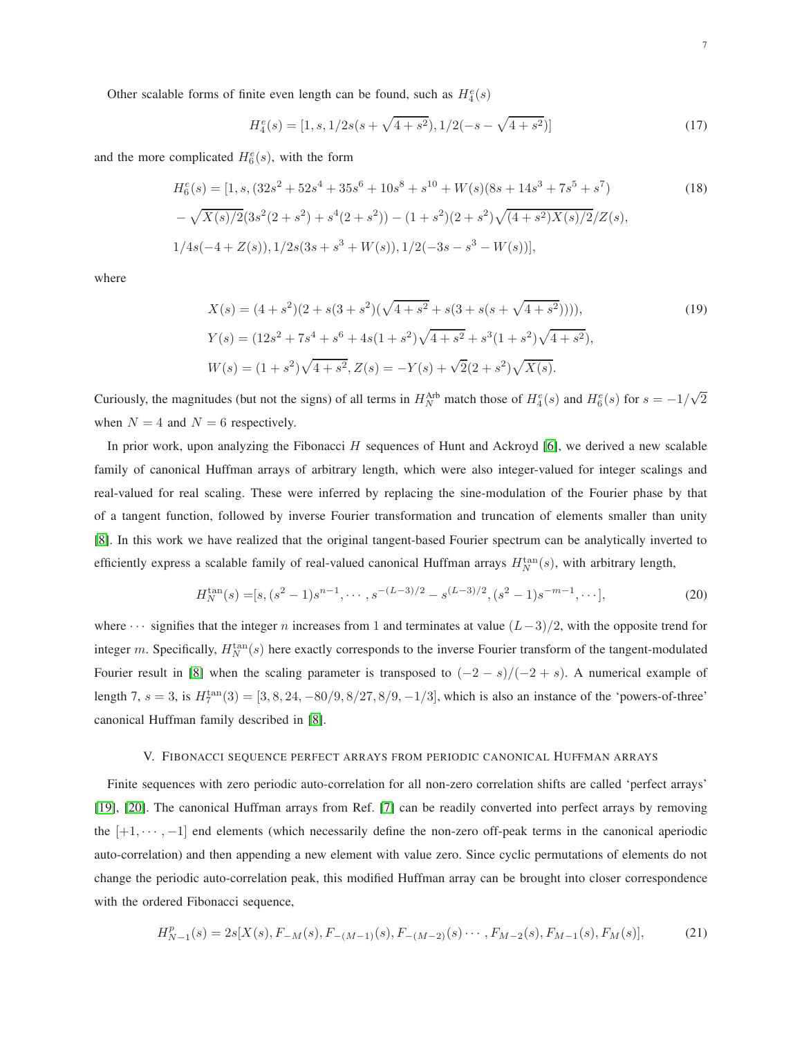Other scalable forms of finite even length can be found, such as $H_4^e(s)$

$$H_4^e(s) = [1, s, 1/2s(s + \sqrt{4+s^2}), 1/2(-s - \sqrt{4+s^2})] \tag{17}$$

and the more complicated $H_6^e(s)$, with the form

$$\begin{aligned} H_6^e(s) = [&1, s, (32s^2 + 52s^4 + 35s^6 + 10s^8 + s^{10} + W(s)(8s + 14s^3 + 7s^5 + s^7) \\ &- \sqrt{X(s)/2}(3s^2(2+s^2) + s^4(2+s^2)) - (1+s^2)(2+s^2)\sqrt{(4+s^2)X(s)/2}/Z(s), \\ &1/4s(-4 + Z(s)), 1/2s(3s + s^3 + W(s)), 1/2(-3s - s^3 - W(s))], \end{aligned} \tag{18}$$

where

$$\begin{aligned} X(s) &= (4+s^2)(2 + s(3+s^2)(\sqrt{4+s^2} + s(3 + s(s + \sqrt{4+s^2})))), \\ Y(s) &= (12s^2 + 7s^4 + s^6 + 4s(1+s^2)\sqrt{4+s^2} + s^3(1+s^2)\sqrt{4+s^2}), \\ W(s) &= (1+s^2)\sqrt{4+s^2}, Z(s) = -Y(s) + \sqrt{2}(2+s^2)\sqrt{X(s)}. \end{aligned} \tag{19}$$

Curiously, the magnitudes (but not the signs) of all terms in $H_N^{\text{Arb}}$ match those of $H_4^e(s)$ and $H_6^e(s)$ for $s = -1/\sqrt{2}$ when $N = 4$ and $N = 6$ respectively.

In prior work, upon analyzing the Fibonacci $H$ sequences of Hunt and Ackroyd [6], we derived a new scalable family of canonical Huffman arrays of arbitrary length, which were also integer-valued for integer scalings and real-valued for real scaling. These were inferred by replacing the sine-modulation of the Fourier phase by that of a tangent function, followed by inverse Fourier transformation and truncation of elements smaller than unity [8]. In this work we have realized that the original tangent-based Fourier spectrum can be analytically inverted to efficiently express a scalable family of real-valued canonical Huffman arrays $H_N^{\tan}(s)$, with arbitrary length,

$$H_N^{\tan}(s) = [s, (s^2-1)s^{n-1}, \cdots, s^{-(L-3)/2} - s^{(L-3)/2}, (s^2-1)s^{-m-1}, \cdots], \tag{20}$$

where $\cdots$ signifies that the integer $n$ increases from 1 and terminates at value $(L-3)/2$, with the opposite trend for integer $m$. Specifically, $H_N^{\tan}(s)$ here exactly corresponds to the inverse Fourier transform of the tangent-modulated Fourier result in [8] when the scaling parameter is transposed to $(-2-s)/(-2+s)$. A numerical example of length 7, $s = 3$, is $H_7^{\tan}(3) = [3, 8, 24, -80/9, 8/27, 8/9, -1/3]$, which is also an instance of the 'powers-of-three' canonical Huffman family described in [8].

## V. Fibonacci sequence perfect arrays from periodic canonical Huffman arrays

Finite sequences with zero periodic auto-correlation for all non-zero correlation shifts are called 'perfect arrays' [19], [20]. The canonical Huffman arrays from Ref. [7] can be readily converted into perfect arrays by removing the $[+1, \cdots, -1]$ end elements (which necessarily define the non-zero off-peak terms in the canonical aperiodic auto-correlation) and then appending a new element with value zero. Since cyclic permutations of elements do not change the periodic auto-correlation peak, this modified Huffman array can be brought into closer correspondence with the ordered Fibonacci sequence,

$$H_{N-1}^p(s) = 2s[X(s), F_{-M}(s), F_{-(M-1)}(s), F_{-(M-2)}(s) \cdots, F_{M-2}(s), F_{M-1}(s), F_M(s)], \tag{21}$$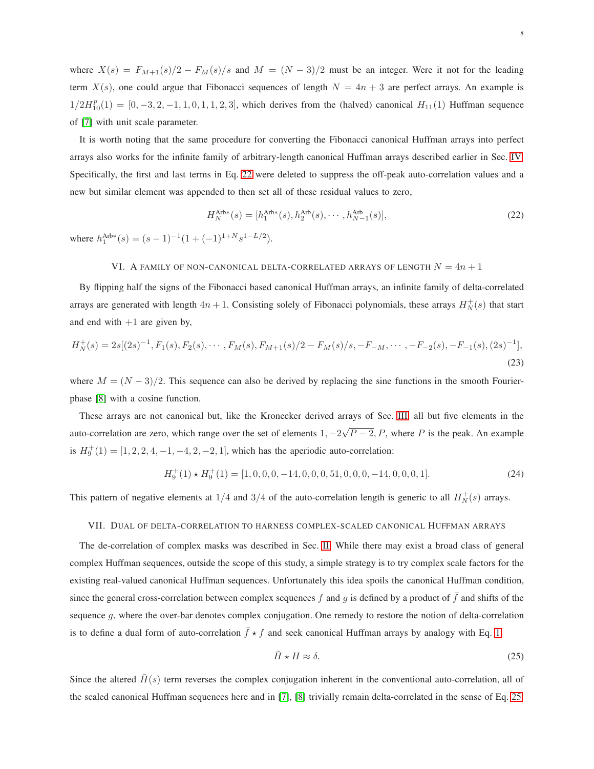where $X(s) = F_{M+1}(s)/2 - F_M(s)/s$ and $M = (N-3)/2$ must be an integer. Were it not for the leading term $X(s)$, one could argue that Fibonacci sequences of length $N = 4n+3$ are perfect arrays. An example is $1/2H^p_{10}(1) = [0, -3, 2, -1, 1, 0, 1, 1, 2, 3]$, which derives from the (halved) canonical $H_{11}(1)$ Huffman sequence of [7] with unit scale parameter.

It is worth noting that the same procedure for converting the Fibonacci canonical Huffman arrays into perfect arrays also works for the infinite family of arbitrary-length canonical Huffman arrays described earlier in Sec. IV. Specifically, the first and last terms in Eq. 22 were deleted to suppress the off-peak auto-correlation values and a new but similar element was appended to then set all of these residual values to zero,

$$H_N^{\text{Arb}*}(s) = [h_1^{\text{Arb}*}(s), h_2^{\text{Arb}}(s), \cdots, h_{N-1}^{\text{Arb}}(s)], \tag{22}$$

where $h_1^{\text{Arb}*}(s) = (s-1)^{-1}(1 + (-1)^{1+N}s^{1-L/2})$.

## VI. A family of non-canonical delta-correlated arrays of length $N = 4n+1$

By flipping half the signs of the Fibonacci based canonical Huffman arrays, an infinite family of delta-correlated arrays are generated with length $4n+1$. Consisting solely of Fibonacci polynomials, these arrays $H_N^+(s)$ that start and end with $+1$ are given by,

$$H_N^+(s) = 2s[(2s)^{-1}, F_1(s), F_2(s), \cdots, F_M(s), F_{M+1}(s)/2 - F_M(s)/s, -F_{-M}, \cdots, -F_{-2}(s), -F_{-1}(s), (2s)^{-1}], \tag{23}$$

where $M = (N-3)/2$. This sequence can also be derived by replacing the sine functions in the smooth Fourier-phase [8] with a cosine function.

These arrays are not canonical but, like the Kronecker derived arrays of Sec. III, all but five elements in the auto-correlation are zero, which range over the set of elements $1, -2\sqrt{P-2}, P$, where $P$ is the peak. An example is $H_9^+(1) = [1, 2, 2, 4, -1, -4, 2, -2, 1]$, which has the aperiodic auto-correlation:

$$H_9^+(1) \star H_9^+(1) = [1, 0, 0, 0, -14, 0, 0, 0, 51, 0, 0, 0, -14, 0, 0, 0, 1]. \tag{24}$$

This pattern of negative elements at $1/4$ and $3/4$ of the auto-correlation length is generic to all $H_N^+(s)$ arrays.

## VII. Dual of delta-correlation to harness complex-scaled canonical Huffman arrays

The de-correlation of complex masks was described in Sec. II. While there may exist a broad class of general complex Huffman sequences, outside the scope of this study, a simple strategy is to try complex scale factors for the existing real-valued canonical Huffman sequences. Unfortunately this idea spoils the canonical Huffman condition, since the general cross-correlation between complex sequences $f$ and $g$ is defined by a product of $\bar{f}$ and shifts of the sequence $g$, where the over-bar denotes complex conjugation. One remedy to restore the notion of delta-correlation is to define a dual form of auto-correlation $\bar{f} \star f$ and seek canonical Huffman arrays by analogy with Eq. 1,

$$\bar{H} \star H \approx \delta. \tag{25}$$

Since the altered $\bar{H}(s)$ term reverses the complex conjugation inherent in the conventional auto-correlation, all of the scaled canonical Huffman sequences here and in [7], [8] trivially remain delta-correlated in the sense of Eq. 25.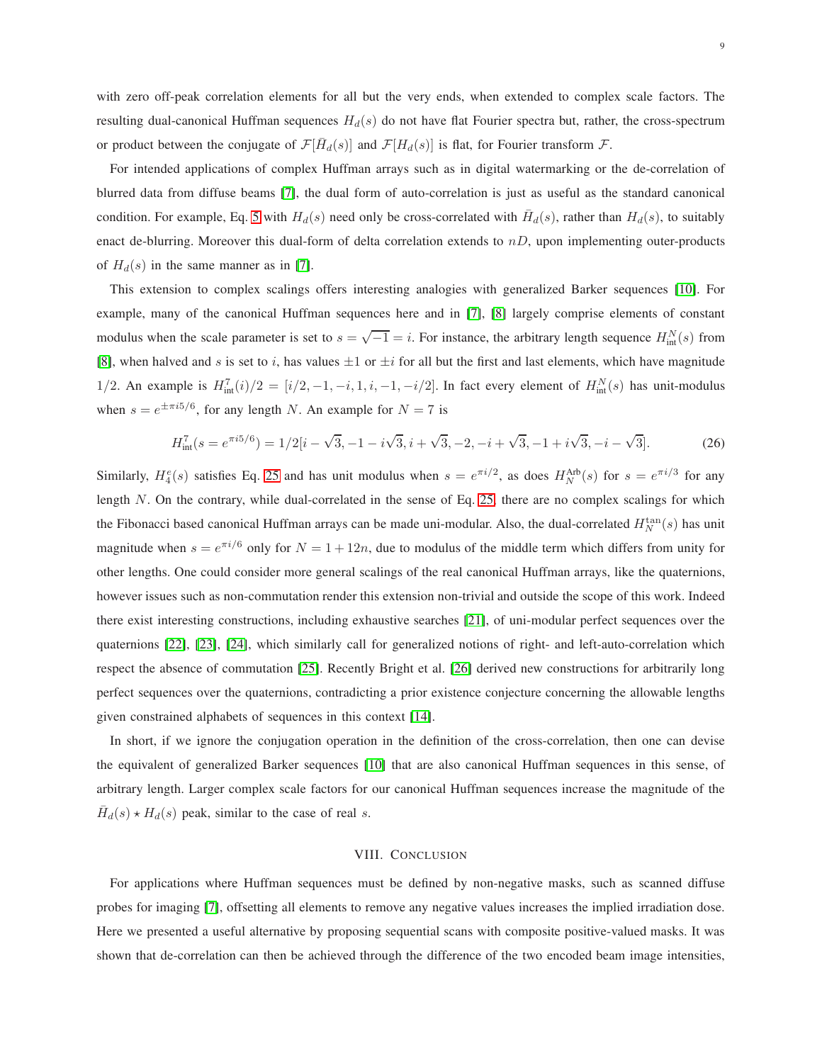with zero off-peak correlation elements for all but the very ends, when extended to complex scale factors. The resulting dual-canonical Huffman sequences $H_d(s)$ do not have flat Fourier spectra but, rather, the cross-spectrum or product between the conjugate of $\mathcal{F}[\bar{H}_d(s)]$ and $\mathcal{F}[H_d(s)]$ is flat, for Fourier transform $\mathcal{F}$.

For intended applications of complex Huffman arrays such as in digital watermarking or the de-correlation of blurred data from diffuse beams [7], the dual form of auto-correlation is just as useful as the standard canonical condition. For example, Eq. 5 with $H_d(s)$ need only be cross-correlated with $\bar{H}_d(s)$, rather than $H_d(s)$, to suitably enact de-blurring. Moreover this dual-form of delta correlation extends to $nD$, upon implementing outer-products of $H_d(s)$ in the same manner as in [7].

This extension to complex scalings offers interesting analogies with generalized Barker sequences [10]. For example, many of the canonical Huffman sequences here and in [7], [8] largely comprise elements of constant modulus when the scale parameter is set to $s = \sqrt{-1} = i$. For instance, the arbitrary length sequence $H^N_{\text{int}}(s)$ from [8], when halved and $s$ is set to $i$, has values $\pm 1$ or $\pm i$ for all but the first and last elements, which have magnitude $1/2$. An example is $H^7_{\text{int}}(i)/2 = [i/2, -1, -i, 1, i, -1, -i/2]$. In fact every element of $H^N_{\text{int}}(s)$ has unit-modulus when $s = e^{\pm \pi i 5/6}$, for any length $N$. An example for $N = 7$ is

$$H^7_{\text{int}}(s = e^{\pi i 5/6}) = 1/2[i - \sqrt{3}, -1 - i\sqrt{3}, i + \sqrt{3}, -2, -i + \sqrt{3}, -1 + i\sqrt{3}, -i - \sqrt{3}]. \tag{26}$$

Similarly, $H^e_4(s)$ satisfies Eq. 25 and has unit modulus when $s = e^{\pi i/2}$, as does $H^{\text{Arb}}_N(s)$ for $s = e^{\pi i/3}$ for any length $N$. On the contrary, while dual-correlated in the sense of Eq. 25, there are no complex scalings for which the Fibonacci based canonical Huffman arrays can be made uni-modular. Also, the dual-correlated $H^{\tan}_N(s)$ has unit magnitude when $s = e^{\pi i/6}$ only for $N = 1 + 12n$, due to modulus of the middle term which differs from unity for other lengths. One could consider more general scalings of the real canonical Huffman arrays, like the quaternions, however issues such as non-commutation render this extension non-trivial and outside the scope of this work. Indeed there exist interesting constructions, including exhaustive searches [21], of uni-modular perfect sequences over the quaternions [22], [23], [24], which similarly call for generalized notions of right- and left-auto-correlation which respect the absence of commutation [25]. Recently Bright et al. [26] derived new constructions for arbitrarily long perfect sequences over the quaternions, contradicting a prior existence conjecture concerning the allowable lengths given constrained alphabets of sequences in this context [14].

In short, if we ignore the conjugation operation in the definition of the cross-correlation, then one can devise the equivalent of generalized Barker sequences [10] that are also canonical Huffman sequences in this sense, of arbitrary length. Larger complex scale factors for our canonical Huffman sequences increase the magnitude of the $\bar{H}_d(s) \star H_d(s)$ peak, similar to the case of real $s$.

## VIII. Conclusion

For applications where Huffman sequences must be defined by non-negative masks, such as scanned diffuse probes for imaging [7], offsetting all elements to remove any negative values increases the implied irradiation dose. Here we presented a useful alternative by proposing sequential scans with composite positive-valued masks. It was shown that de-correlation can then be achieved through the difference of the two encoded beam image intensities,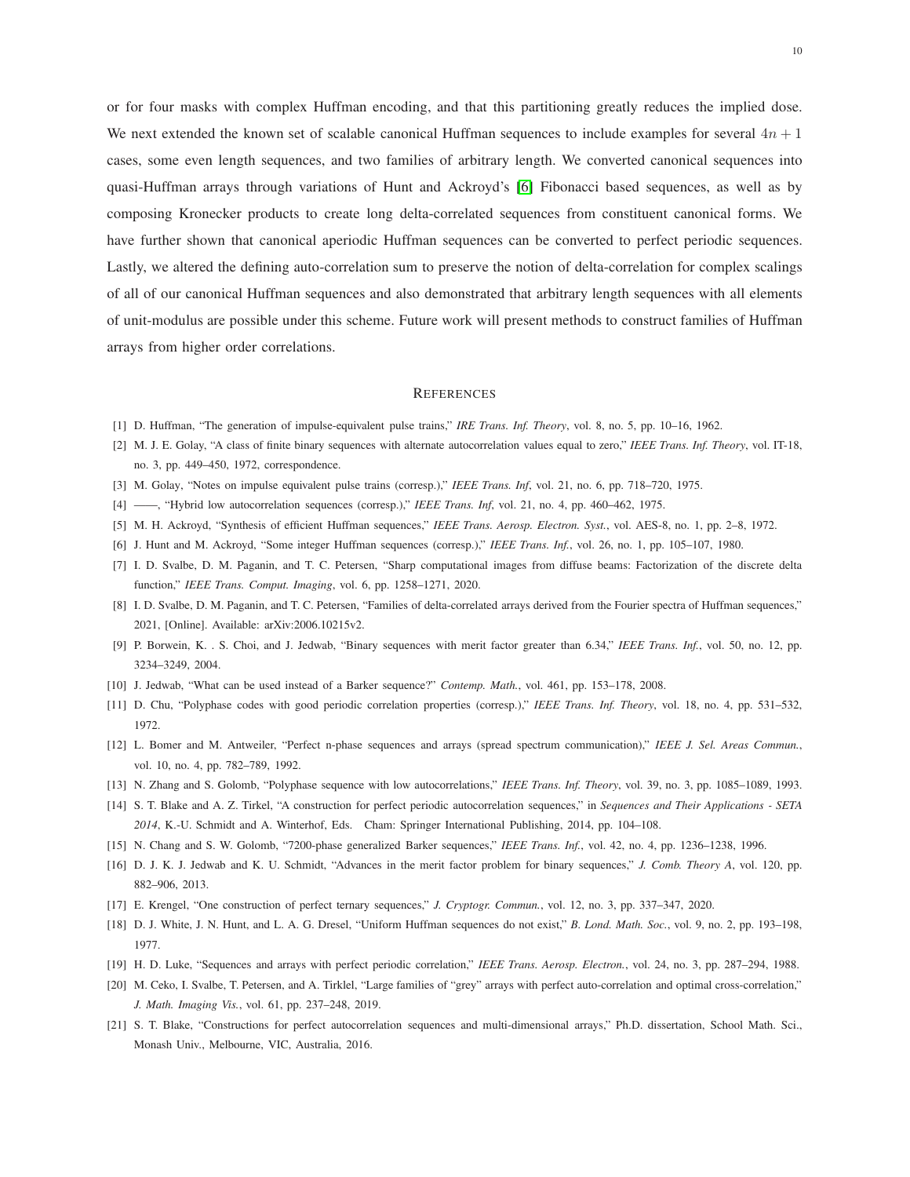or for four masks with complex Huffman encoding, and that this partitioning greatly reduces the implied dose. We next extended the known set of scalable canonical Huffman sequences to include examples for several $4n+1$ cases, some even length sequences, and two families of arbitrary length. We converted canonical sequences into quasi-Huffman arrays through variations of Hunt and Ackroyd's [6] Fibonacci based sequences, as well as by composing Kronecker products to create long delta-correlated sequences from constituent canonical forms. We have further shown that canonical aperiodic Huffman sequences can be converted to perfect periodic sequences. Lastly, we altered the defining auto-correlation sum to preserve the notion of delta-correlation for complex scalings of all of our canonical Huffman sequences and also demonstrated that arbitrary length sequences with all elements of unit-modulus are possible under this scheme. Future work will present methods to construct families of Huffman arrays from higher order correlations.

## References

[1] D. Huffman, "The generation of impulse-equivalent pulse trains," *IRE Trans. Inf. Theory*, vol. 8, no. 5, pp. 10–16, 1962.

[2] M. J. E. Golay, "A class of finite binary sequences with alternate autocorrelation values equal to zero," *IEEE Trans. Inf. Theory*, vol. IT-18, no. 3, pp. 449–450, 1972, correspondence.

[3] M. Golay, "Notes on impulse equivalent pulse trains (corresp.)," *IEEE Trans. Inf*, vol. 21, no. 6, pp. 718–720, 1975.

[4] ——, "Hybrid low autocorrelation sequences (corresp.)," *IEEE Trans. Inf*, vol. 21, no. 4, pp. 460–462, 1975.

[5] M. H. Ackroyd, "Synthesis of efficient Huffman sequences," *IEEE Trans. Aerosp. Electron. Syst.*, vol. AES-8, no. 1, pp. 2–8, 1972.

[6] J. Hunt and M. Ackroyd, "Some integer Huffman sequences (corresp.)," *IEEE Trans. Inf.*, vol. 26, no. 1, pp. 105–107, 1980.

[7] I. D. Svalbe, D. M. Paganin, and T. C. Petersen, "Sharp computational images from diffuse beams: Factorization of the discrete delta function," *IEEE Trans. Comput. Imaging*, vol. 6, pp. 1258–1271, 2020.

[8] I. D. Svalbe, D. M. Paganin, and T. C. Petersen, "Families of delta-correlated arrays derived from the Fourier spectra of Huffman sequences," 2021, [Online]. Available: arXiv:2006.10215v2.

[9] P. Borwein, K. . S. Choi, and J. Jedwab, "Binary sequences with merit factor greater than 6.34," *IEEE Trans. Inf.*, vol. 50, no. 12, pp. 3234–3249, 2004.

[10] J. Jedwab, "What can be used instead of a Barker sequence?" *Contemp. Math.*, vol. 461, pp. 153–178, 2008.

[11] D. Chu, "Polyphase codes with good periodic correlation properties (corresp.)," *IEEE Trans. Inf. Theory*, vol. 18, no. 4, pp. 531–532, 1972.

[12] L. Bomer and M. Antweiler, "Perfect n-phase sequences and arrays (spread spectrum communication)," *IEEE J. Sel. Areas Commun.*, vol. 10, no. 4, pp. 782–789, 1992.

[13] N. Zhang and S. Golomb, "Polyphase sequence with low autocorrelations," *IEEE Trans. Inf. Theory*, vol. 39, no. 3, pp. 1085–1089, 1993.

[14] S. T. Blake and A. Z. Tirkel, "A construction for perfect periodic autocorrelation sequences," in *Sequences and Their Applications - SETA 2014*, K.-U. Schmidt and A. Winterhof, Eds. Cham: Springer International Publishing, 2014, pp. 104–108.

[15] N. Chang and S. W. Golomb, "7200-phase generalized Barker sequences," *IEEE Trans. Inf.*, vol. 42, no. 4, pp. 1236–1238, 1996.

[16] D. J. K. J. Jedwab and K. U. Schmidt, "Advances in the merit factor problem for binary sequences," *J. Comb. Theory A*, vol. 120, pp. 882–906, 2013.

[17] E. Krengel, "One construction of perfect ternary sequences," *J. Cryptogr. Commun.*, vol. 12, no. 3, pp. 337–347, 2020.

[18] D. J. White, J. N. Hunt, and L. A. G. Dresel, "Uniform Huffman sequences do not exist," *B. Lond. Math. Soc.*, vol. 9, no. 2, pp. 193–198, 1977.

[19] H. D. Luke, "Sequences and arrays with perfect periodic correlation," *IEEE Trans. Aerosp. Electron.*, vol. 24, no. 3, pp. 287–294, 1988.

[20] M. Ceko, I. Svalbe, T. Petersen, and A. Tirklel, "Large families of "grey" arrays with perfect auto-correlation and optimal cross-correlation," *J. Math. Imaging Vis.*, vol. 61, pp. 237–248, 2019.

[21] S. T. Blake, "Constructions for perfect autocorrelation sequences and multi-dimensional arrays," Ph.D. dissertation, School Math. Sci., Monash Univ., Melbourne, VIC, Australia, 2016.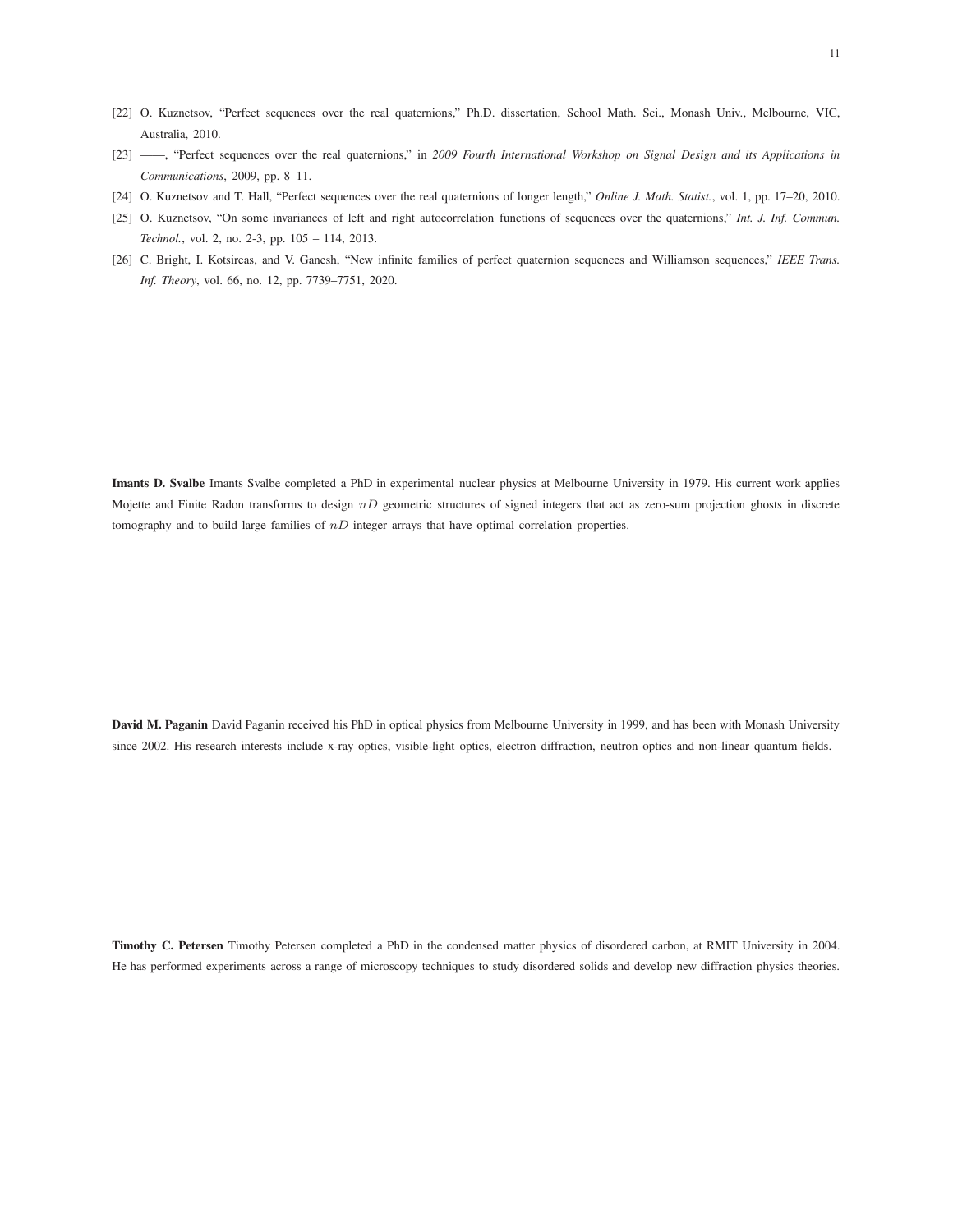[22] O. Kuznetsov, "Perfect sequences over the real quaternions," Ph.D. dissertation, School Math. Sci., Monash Univ., Melbourne, VIC, Australia, 2010.

[23] ——, "Perfect sequences over the real quaternions," in *2009 Fourth International Workshop on Signal Design and its Applications in Communications*, 2009, pp. 8–11.

[24] O. Kuznetsov and T. Hall, "Perfect sequences over the real quaternions of longer length," *Online J. Math. Statist.*, vol. 1, pp. 17–20, 2010.

[25] O. Kuznetsov, "On some invariances of left and right autocorrelation functions of sequences over the quaternions," *Int. J. Inf. Commun. Technol.*, vol. 2, no. 2-3, pp. 105 – 114, 2013.

[26] C. Bright, I. Kotsireas, and V. Ganesh, "New infinite families of perfect quaternion sequences and Williamson sequences," *IEEE Trans. Inf. Theory*, vol. 66, no. 12, pp. 7739–7751, 2020.

**Imants D. Svalbe** Imants Svalbe completed a PhD in experimental nuclear physics at Melbourne University in 1979. His current work applies Mojette and Finite Radon transforms to design $nD$ geometric structures of signed integers that act as zero-sum projection ghosts in discrete tomography and to build large families of $nD$ integer arrays that have optimal correlation properties.

**David M. Paganin** David Paganin received his PhD in optical physics from Melbourne University in 1999, and has been with Monash University since 2002. His research interests include x-ray optics, visible-light optics, electron diffraction, neutron optics and non-linear quantum fields.

**Timothy C. Petersen** Timothy Petersen completed a PhD in the condensed matter physics of disordered carbon, at RMIT University in 2004. He has performed experiments across a range of microscopy techniques to study disordered solids and develop new diffraction physics theories.